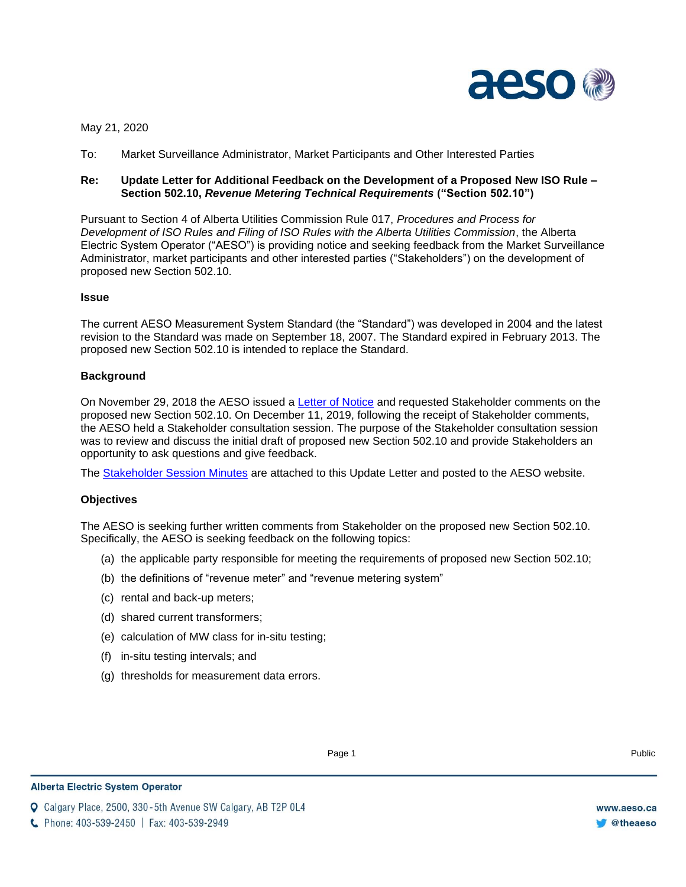May 21, 2020

To: Market Surveillance Administrator, Market Participants and Other Interested Parties

**Re: Update Letter for Additional Feedback on the Development of a Proposed New ISO Rule – Section 502.10, *Revenue Metering Technical Requirements* ("Section 502.10")**

Pursuant to Section 4 of Alberta Utilities Commission Rule 017, *Procedures and Process for Development of ISO Rules and Filing of ISO Rules with the Alberta Utilities Commission*, the Alberta Electric System Operator ("AESO") is providing notice and seeking feedback from the Market Surveillance Administrator, market participants and other interested parties ("Stakeholders") on the development of proposed new Section 502.10.

**Issue**

The current AESO Measurement System Standard (the "Standard") was developed in 2004 and the latest revision to the Standard was made on September 18, 2007. The Standard expired in February 2013. The proposed new Section 502.10 is intended to replace the Standard.

**Background**

On November 29, 2018 the AESO issued a Letter of Notice and requested Stakeholder comments on the proposed new Section 502.10. On December 11, 2019, following the receipt of Stakeholder comments, the AESO held a Stakeholder consultation session. The purpose of the Stakeholder consultation session was to review and discuss the initial draft of proposed new Section 502.10 and provide Stakeholders an opportunity to ask questions and give feedback.

The Stakeholder Session Minutes are attached to this Update Letter and posted to the AESO website.

**Objectives**

The AESO is seeking further written comments from Stakeholder on the proposed new Section 502.10. Specifically, the AESO is seeking feedback on the following topics:

(a) the applicable party responsible for meeting the requirements of proposed new Section 502.10;

(b) the definitions of "revenue meter" and "revenue metering system"

(c) rental and back-up meters;

(d) shared current transformers;

(e) calculation of MW class for in-situ testing;

(f) in-situ testing intervals; and

(g) thresholds for measurement data errors.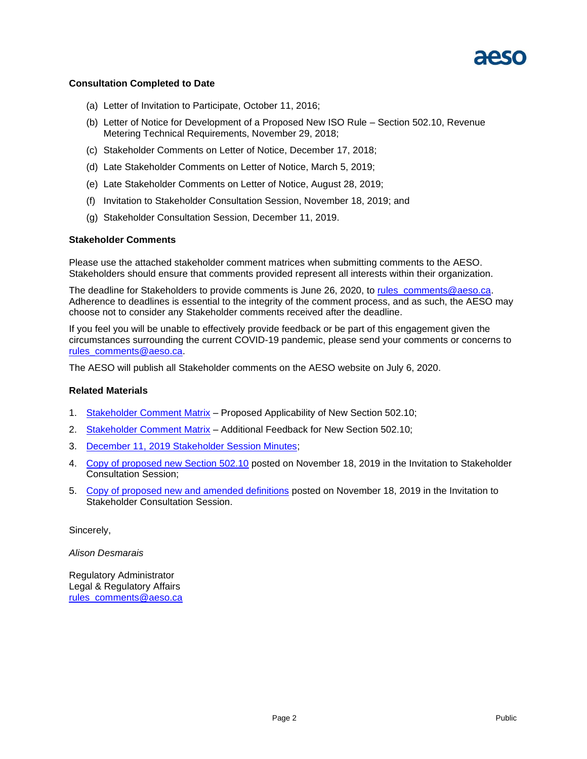### Consultation Completed to Date

(a) Letter of Invitation to Participate, October 11, 2016;

(b) Letter of Notice for Development of a Proposed New ISO Rule – Section 502.10, Revenue Metering Technical Requirements, November 29, 2018;

(c) Stakeholder Comments on Letter of Notice, December 17, 2018;

(d) Late Stakeholder Comments on Letter of Notice, March 5, 2019;

(e) Late Stakeholder Comments on Letter of Notice, August 28, 2019;

(f) Invitation to Stakeholder Consultation Session, November 18, 2019; and

(g) Stakeholder Consultation Session, December 11, 2019.

### Stakeholder Comments

Please use the attached stakeholder comment matrices when submitting comments to the AESO. Stakeholders should ensure that comments provided represent all interests within their organization.

The deadline for Stakeholders to provide comments is June 26, 2020, to rules_comments@aeso.ca. Adherence to deadlines is essential to the integrity of the comment process, and as such, the AESO may choose not to consider any Stakeholder comments received after the deadline.

If you feel you will be unable to effectively provide feedback or be part of this engagement given the circumstances surrounding the current COVID-19 pandemic, please send your comments or concerns to rules_comments@aeso.ca.

The AESO will publish all Stakeholder comments on the AESO website on July 6, 2020.

### Related Materials

1. Stakeholder Comment Matrix – Proposed Applicability of New Section 502.10;
2. Stakeholder Comment Matrix – Additional Feedback for New Section 502.10;
3. December 11, 2019 Stakeholder Session Minutes;
4. Copy of proposed new Section 502.10 posted on November 18, 2019 in the Invitation to Stakeholder Consultation Session;
5. Copy of proposed new and amended definitions posted on November 18, 2019 in the Invitation to Stakeholder Consultation Session.

Sincerely,

*Alison Desmarais*

Regulatory Administrator
Legal & Regulatory Affairs
rules_comments@aeso.ca